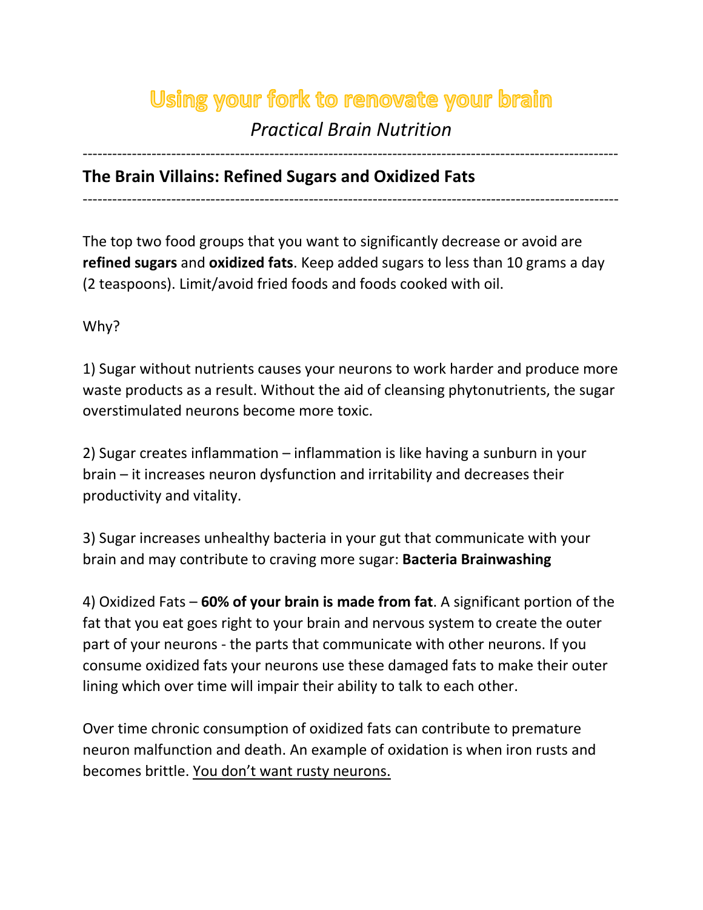# Using your fork to renovate your brain

*Practical Brain Nutrition*

---

## The Brain Villains: Refined Sugars and Oxidized Fats

---

The top two food groups that you want to significantly decrease or avoid are **refined sugars** and **oxidized fats**. Keep added sugars to less than 10 grams a day (2 teaspoons). Limit/avoid fried foods and foods cooked with oil.

Why?

1) Sugar without nutrients causes your neurons to work harder and produce more waste products as a result. Without the aid of cleansing phytonutrients, the sugar overstimulated neurons become more toxic.

2) Sugar creates inflammation – inflammation is like having a sunburn in your brain – it increases neuron dysfunction and irritability and decreases their productivity and vitality.

3) Sugar increases unhealthy bacteria in your gut that communicate with your brain and may contribute to craving more sugar: **Bacteria Brainwashing**

4) Oxidized Fats – **60% of your brain is made from fat**. A significant portion of the fat that you eat goes right to your brain and nervous system to create the outer part of your neurons - the parts that communicate with other neurons. If you consume oxidized fats your neurons use these damaged fats to make their outer lining which over time will impair their ability to talk to each other.

Over time chronic consumption of oxidized fats can contribute to premature neuron malfunction and death. An example of oxidation is when iron rusts and becomes brittle. <u>You don't want rusty neurons.</u>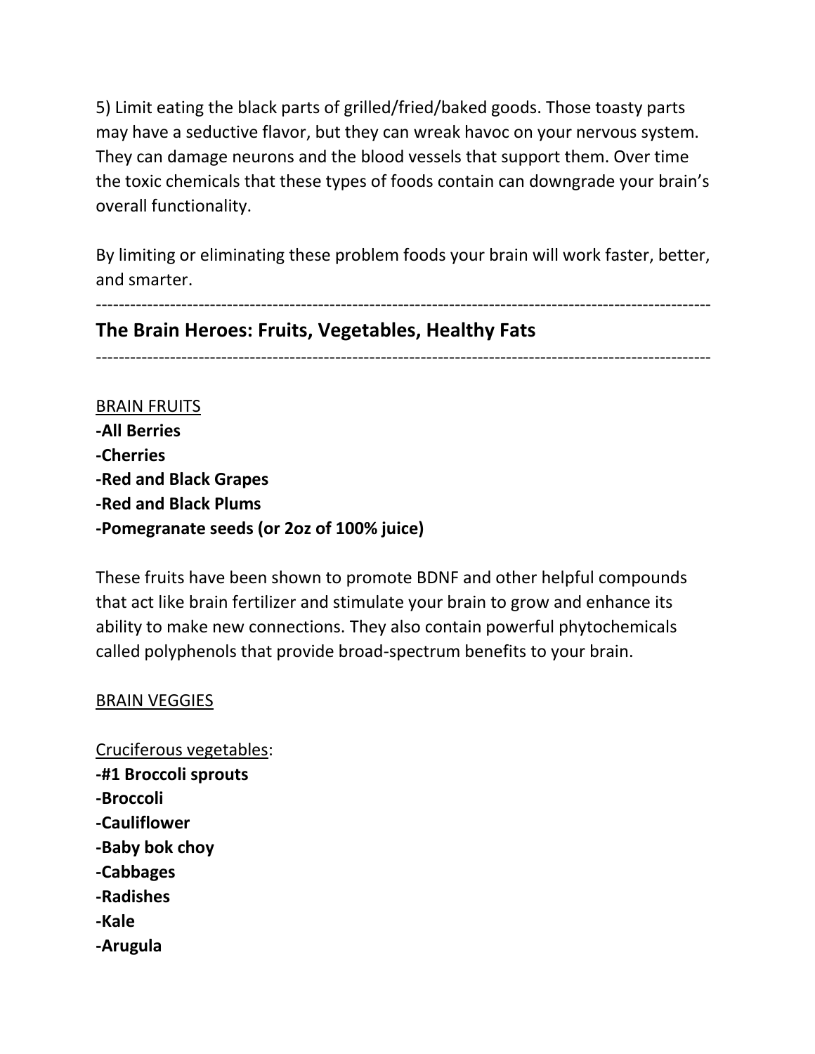5) Limit eating the black parts of grilled/fried/baked goods. Those toasty parts may have a seductive flavor, but they can wreak havoc on your nervous system. They can damage neurons and the blood vessels that support them. Over time the toxic chemicals that these types of foods contain can downgrade your brain's overall functionality.

By limiting or eliminating these problem foods your brain will work faster, better, and smarter.

---

## The Brain Heroes: Fruits, Vegetables, Healthy Fats

---

<u>BRAIN FRUITS</u>

**-All Berries**
**-Cherries**
**-Red and Black Grapes**
**-Red and Black Plums**
**-Pomegranate seeds (or 2oz of 100% juice)**

These fruits have been shown to promote BDNF and other helpful compounds that act like brain fertilizer and stimulate your brain to grow and enhance its ability to make new connections. They also contain powerful phytochemicals called polyphenols that provide broad-spectrum benefits to your brain.

<u>BRAIN VEGGIES</u>

<u>Cruciferous vegetables</u>:

**-#1 Broccoli sprouts**
**-Broccoli**
**-Cauliflower**
**-Baby bok choy**
**-Cabbages**
**-Radishes**
**-Kale**
**-Arugula**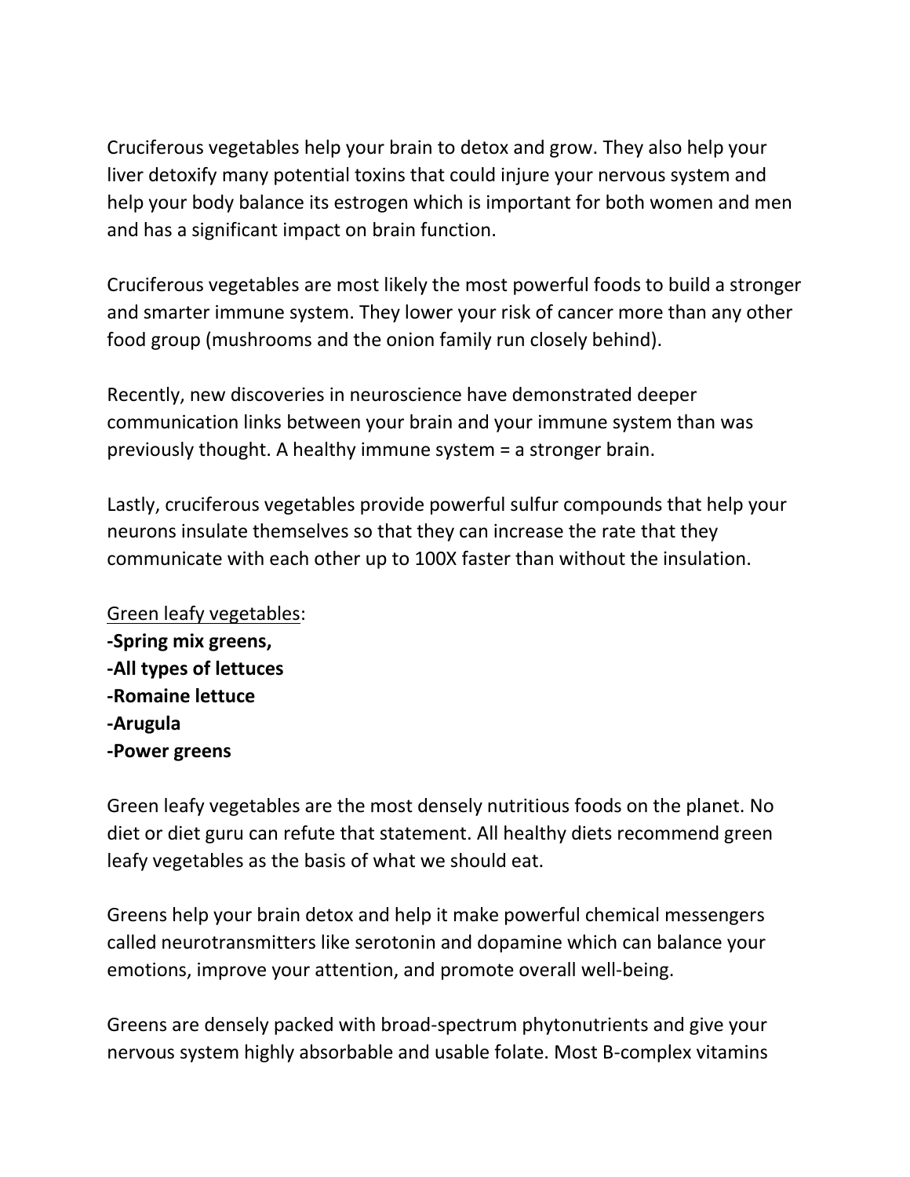Cruciferous vegetables help your brain to detox and grow. They also help your liver detoxify many potential toxins that could injure your nervous system and help your body balance its estrogen which is important for both women and men and has a significant impact on brain function.

Cruciferous vegetables are most likely the most powerful foods to build a stronger and smarter immune system. They lower your risk of cancer more than any other food group (mushrooms and the onion family run closely behind).

Recently, new discoveries in neuroscience have demonstrated deeper communication links between your brain and your immune system than was previously thought. A healthy immune system = a stronger brain.

Lastly, cruciferous vegetables provide powerful sulfur compounds that help your neurons insulate themselves so that they can increase the rate that they communicate with each other up to 100X faster than without the insulation.

<u>Green leafy vegetables</u>:
**-Spring mix greens,**
**-All types of lettuces**
**-Romaine lettuce**
**-Arugula**
**-Power greens**

Green leafy vegetables are the most densely nutritious foods on the planet. No diet or diet guru can refute that statement. All healthy diets recommend green leafy vegetables as the basis of what we should eat.

Greens help your brain detox and help it make powerful chemical messengers called neurotransmitters like serotonin and dopamine which can balance your emotions, improve your attention, and promote overall well-being.

Greens are densely packed with broad-spectrum phytonutrients and give your nervous system highly absorbable and usable folate. Most B-complex vitamins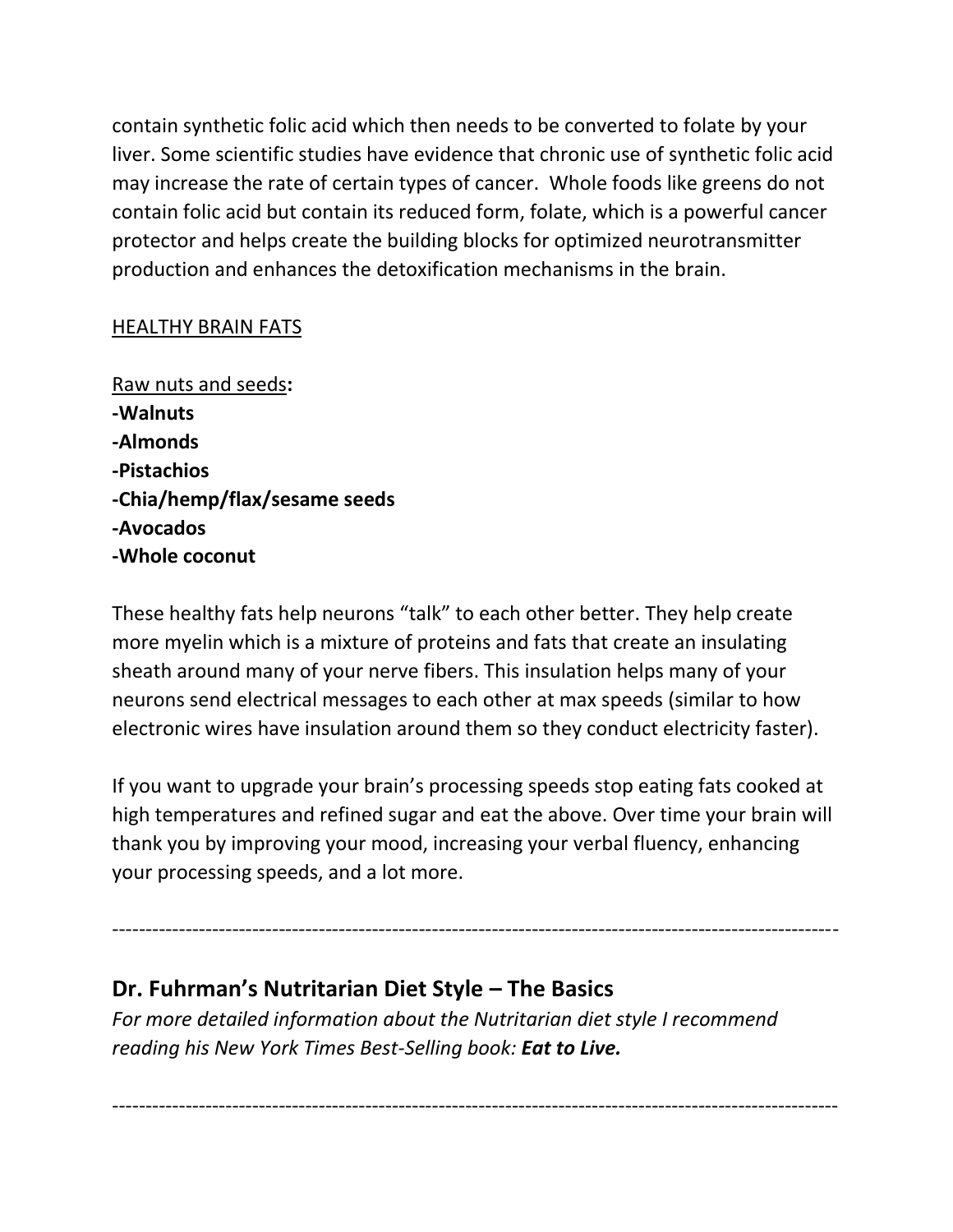contain synthetic folic acid which then needs to be converted to folate by your liver. Some scientific studies have evidence that chronic use of synthetic folic acid may increase the rate of certain types of cancer. Whole foods like greens do not contain folic acid but contain its reduced form, folate, which is a powerful cancer protector and helps create the building blocks for optimized neurotransmitter production and enhances the detoxification mechanisms in the brain.

<u>HEALTHY BRAIN FATS</u>

<u>Raw nuts and seeds</u>**:**
**-Walnuts**
**-Almonds**
**-Pistachios**
**-Chia/hemp/flax/sesame seeds**
**-Avocados**
**-Whole coconut**

These healthy fats help neurons "talk" to each other better. They help create more myelin which is a mixture of proteins and fats that create an insulating sheath around many of your nerve fibers. This insulation helps many of your neurons send electrical messages to each other at max speeds (similar to how electronic wires have insulation around them so they conduct electricity faster).

If you want to upgrade your brain's processing speeds stop eating fats cooked at high temperatures and refined sugar and eat the above. Over time your brain will thank you by improving your mood, increasing your verbal fluency, enhancing your processing speeds, and a lot more.

---

## Dr. Fuhrman's Nutritarian Diet Style – The Basics

*For more detailed information about the Nutritarian diet style I recommend reading his New York Times Best-Selling book:* ***Eat to Live.***

---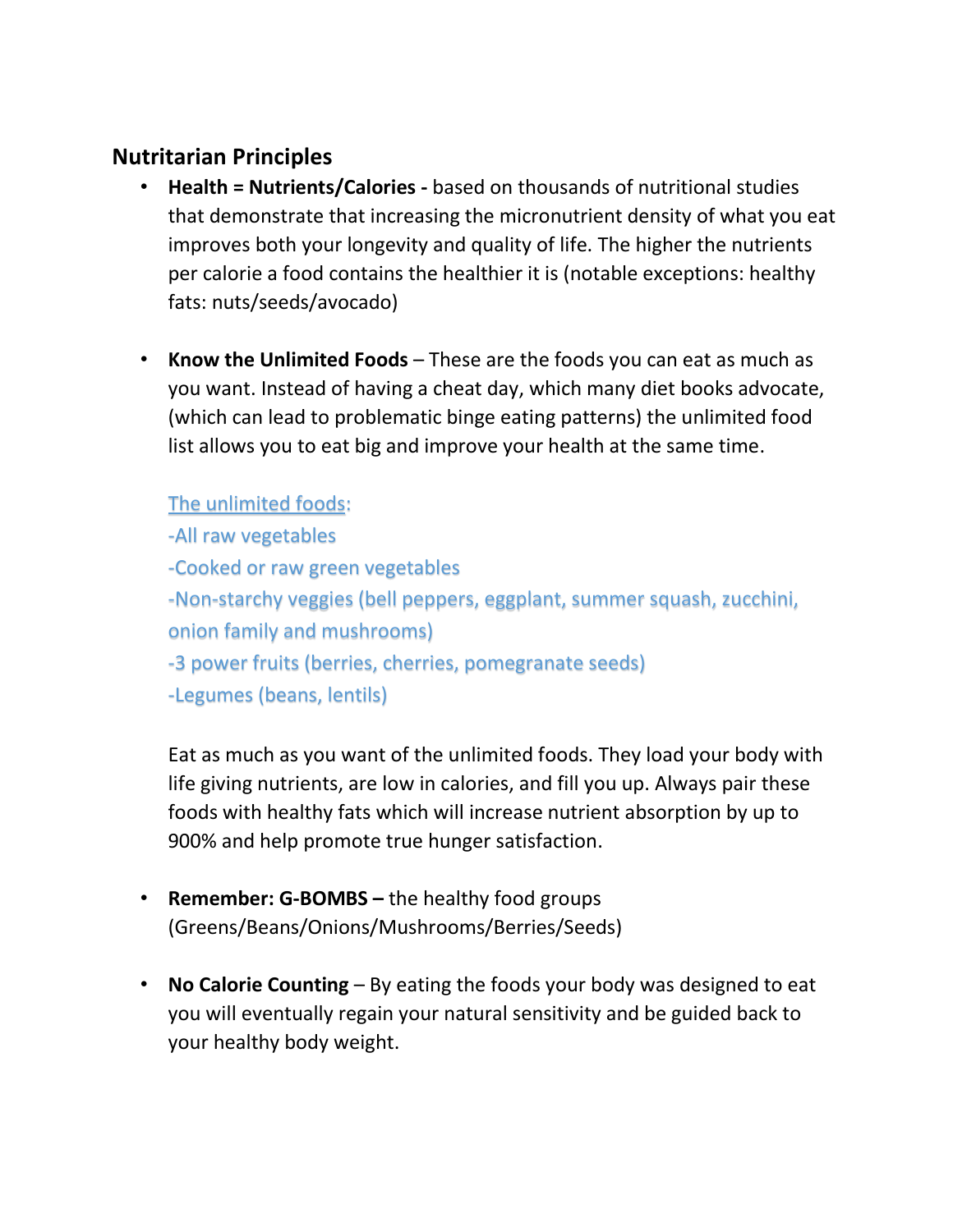## Nutritarian Principles

- **Health = Nutrients/Calories -** based on thousands of nutritional studies that demonstrate that increasing the micronutrient density of what you eat improves both your longevity and quality of life. The higher the nutrients per calorie a food contains the healthier it is (notable exceptions: healthy fats: nuts/seeds/avocado)

- **Know the Unlimited Foods** – These are the foods you can eat as much as you want. Instead of having a cheat day, which many diet books advocate, (which can lead to problematic binge eating patterns) the unlimited food list allows you to eat big and improve your health at the same time.

  The unlimited foods:
  -All raw vegetables
  -Cooked or raw green vegetables
  -Non-starchy veggies (bell peppers, eggplant, summer squash, zucchini, onion family and mushrooms)
  -3 power fruits (berries, cherries, pomegranate seeds)
  -Legumes (beans, lentils)

  Eat as much as you want of the unlimited foods. They load your body with life giving nutrients, are low in calories, and fill you up. Always pair these foods with healthy fats which will increase nutrient absorption by up to 900% and help promote true hunger satisfaction.

- **Remember: G-BOMBS –** the healthy food groups (Greens/Beans/Onions/Mushrooms/Berries/Seeds)

- **No Calorie Counting** – By eating the foods your body was designed to eat you will eventually regain your natural sensitivity and be guided back to your healthy body weight.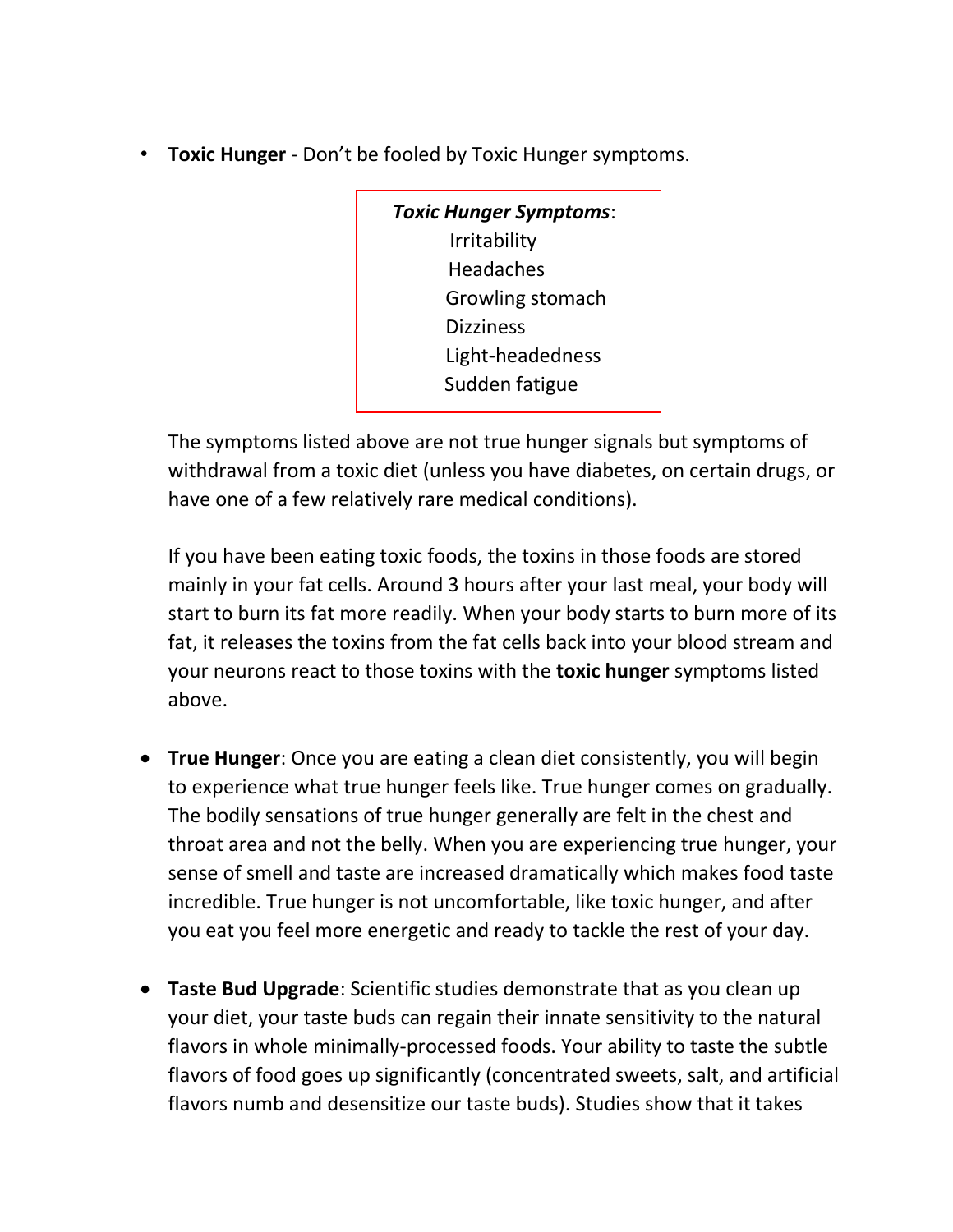- **Toxic Hunger** - Don't be fooled by Toxic Hunger symptoms.

> ***Toxic Hunger Symptoms***:
> Irritability
> Headaches
> Growling stomach
> Dizziness
> Light-headedness
> Sudden fatigue

The symptoms listed above are not true hunger signals but symptoms of withdrawal from a toxic diet (unless you have diabetes, on certain drugs, or have one of a few relatively rare medical conditions).

If you have been eating toxic foods, the toxins in those foods are stored mainly in your fat cells. Around 3 hours after your last meal, your body will start to burn its fat more readily. When your body starts to burn more of its fat, it releases the toxins from the fat cells back into your blood stream and your neurons react to those toxins with the **toxic hunger** symptoms listed above.

- **True Hunger**: Once you are eating a clean diet consistently, you will begin to experience what true hunger feels like. True hunger comes on gradually. The bodily sensations of true hunger generally are felt in the chest and throat area and not the belly. When you are experiencing true hunger, your sense of smell and taste are increased dramatically which makes food taste incredible. True hunger is not uncomfortable, like toxic hunger, and after you eat you feel more energetic and ready to tackle the rest of your day.

- **Taste Bud Upgrade**: Scientific studies demonstrate that as you clean up your diet, your taste buds can regain their innate sensitivity to the natural flavors in whole minimally-processed foods. Your ability to taste the subtle flavors of food goes up significantly (concentrated sweets, salt, and artificial flavors numb and desensitize our taste buds). Studies show that it takes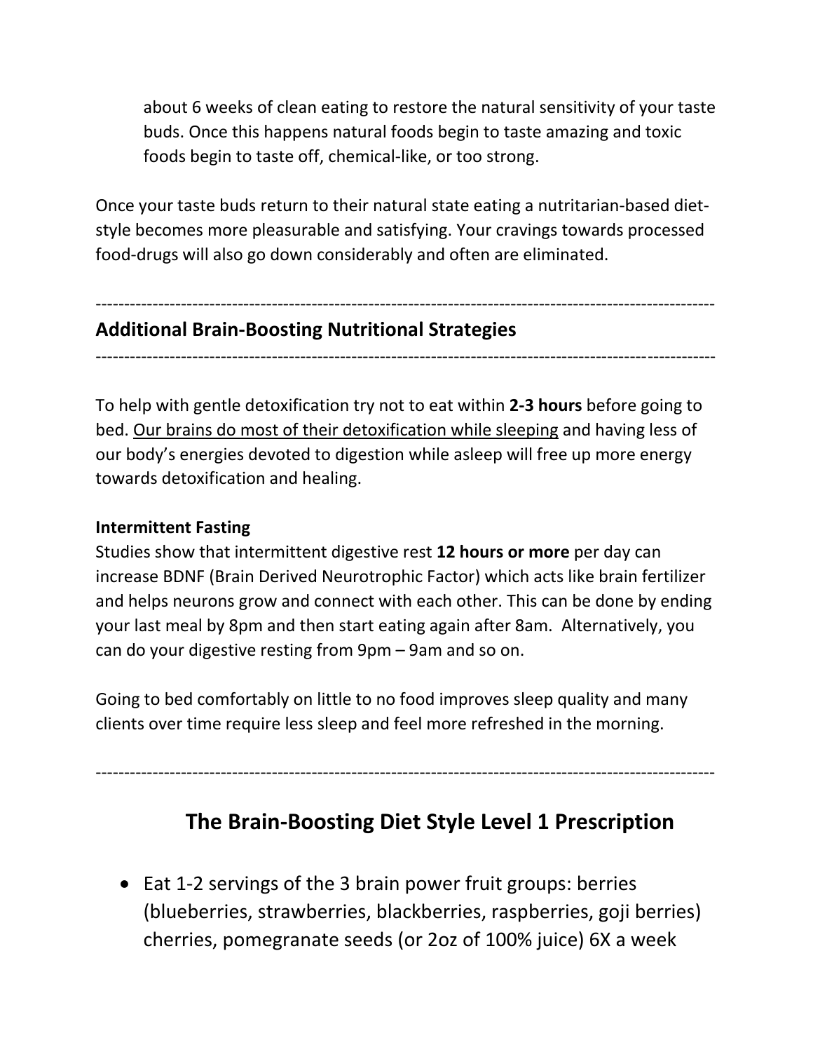about 6 weeks of clean eating to restore the natural sensitivity of your taste buds. Once this happens natural foods begin to taste amazing and toxic foods begin to taste off, chemical-like, or too strong.

Once your taste buds return to their natural state eating a nutritarian-based diet-style becomes more pleasurable and satisfying. Your cravings towards processed food-drugs will also go down considerably and often are eliminated.

---

## Additional Brain-Boosting Nutritional Strategies

---

To help with gentle detoxification try not to eat within **2-3 hours** before going to bed. <u>Our brains do most of their detoxification while sleeping</u> and having less of our body's energies devoted to digestion while asleep will free up more energy towards detoxification and healing.

**Intermittent Fasting**
Studies show that intermittent digestive rest **12 hours or more** per day can increase BDNF (Brain Derived Neurotrophic Factor) which acts like brain fertilizer and helps neurons grow and connect with each other. This can be done by ending your last meal by 8pm and then start eating again after 8am. Alternatively, you can do your digestive resting from 9pm – 9am and so on.

Going to bed comfortably on little to no food improves sleep quality and many clients over time require less sleep and feel more refreshed in the morning.

---

## The Brain-Boosting Diet Style Level 1 Prescription

- Eat 1-2 servings of the 3 brain power fruit groups: berries (blueberries, strawberries, blackberries, raspberries, goji berries) cherries, pomegranate seeds (or 2oz of 100% juice) 6X a week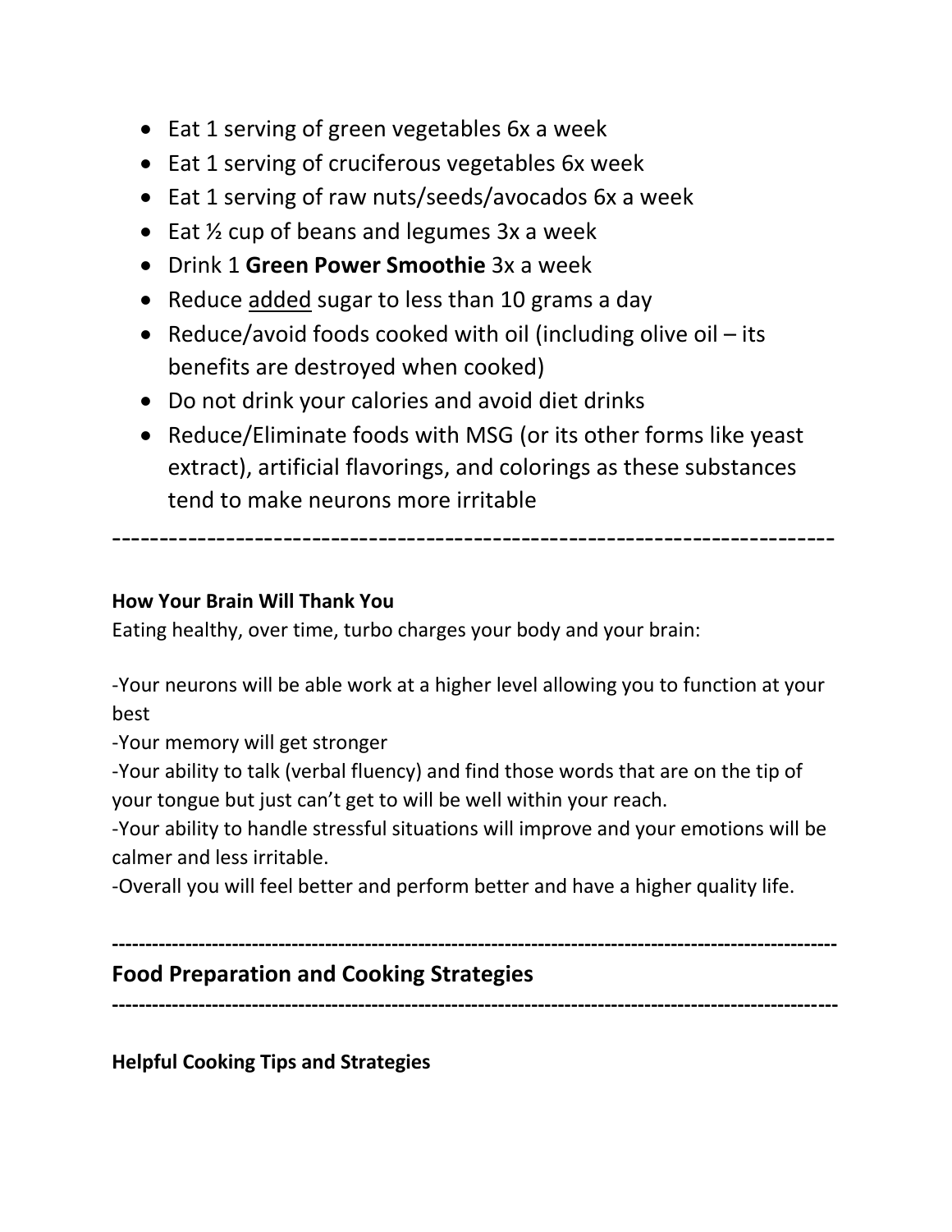- Eat 1 serving of green vegetables 6x a week
- Eat 1 serving of cruciferous vegetables 6x week
- Eat 1 serving of raw nuts/seeds/avocados 6x a week
- Eat ½ cup of beans and legumes 3x a week
- Drink 1 **Green Power Smoothie** 3x a week
- Reduce <u>added</u> sugar to less than 10 grams a day
- Reduce/avoid foods cooked with oil (including olive oil – its benefits are destroyed when cooked)
- Do not drink your calories and avoid diet drinks
- Reduce/Eliminate foods with MSG (or its other forms like yeast extract), artificial flavorings, and colorings as these substances tend to make neurons more irritable

---

**How Your Brain Will Thank You**

Eating healthy, over time, turbo charges your body and your brain:

-Your neurons will be able work at a higher level allowing you to function at your best

-Your memory will get stronger

-Your ability to talk (verbal fluency) and find those words that are on the tip of your tongue but just can't get to will be well within your reach.

-Your ability to handle stressful situations will improve and your emotions will be calmer and less irritable.

-Overall you will feel better and perform better and have a higher quality life.

---

## Food Preparation and Cooking Strategies

---

**Helpful Cooking Tips and Strategies**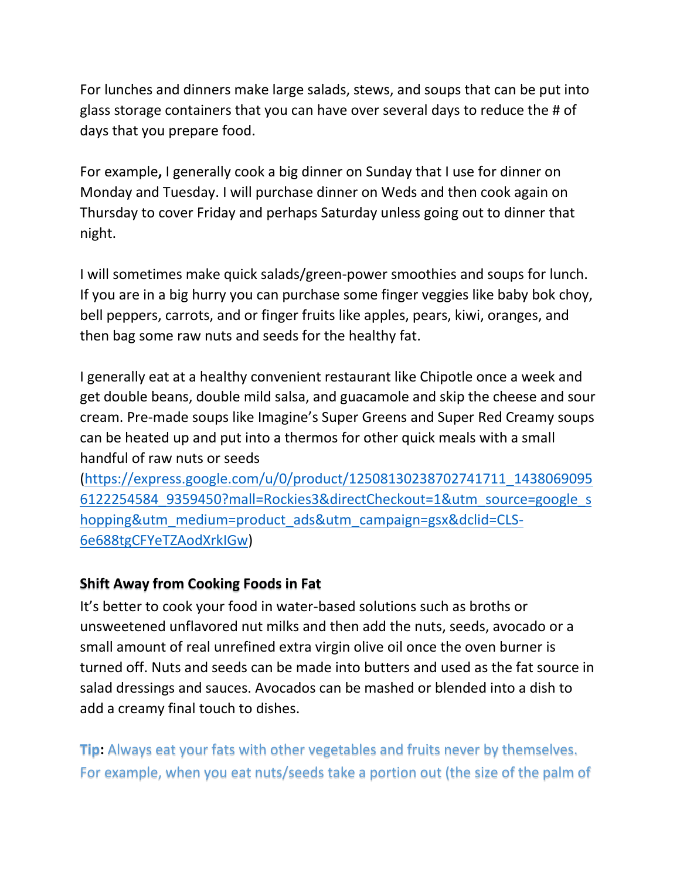For lunches and dinners make large salads, stews, and soups that can be put into glass storage containers that you can have over several days to reduce the # of days that you prepare food.

For example**,** I generally cook a big dinner on Sunday that I use for dinner on Monday and Tuesday. I will purchase dinner on Weds and then cook again on Thursday to cover Friday and perhaps Saturday unless going out to dinner that night.

I will sometimes make quick salads/green-power smoothies and soups for lunch. If you are in a big hurry you can purchase some finger veggies like baby bok choy, bell peppers, carrots, and or finger fruits like apples, pears, kiwi, oranges, and then bag some raw nuts and seeds for the healthy fat.

I generally eat at a healthy convenient restaurant like Chipotle once a week and get double beans, double mild salsa, and guacamole and skip the cheese and sour cream. Pre-made soups like Imagine's Super Greens and Super Red Creamy soups can be heated up and put into a thermos for other quick meals with a small handful of raw nuts or seeds ([https://express.google.com/u/0/product/12508130238702741711_14380690956122254584_9359450?mall=Rockies3&directCheckout=1&utm_source=google_shopping&utm_medium=product_ads&utm_campaign=gsx&dclid=CLS-6e688tgCFYeTZAodXrkIGw](https://express.google.com/u/0/product/12508130238702741711_14380690956122254584_9359450?mall=Rockies3&directCheckout=1&utm_source=google_shopping&utm_medium=product_ads&utm_campaign=gsx&dclid=CLS-6e688tgCFYeTZAodXrkIGw))

**Shift Away from Cooking Foods in Fat**

It's better to cook your food in water-based solutions such as broths or unsweetened unflavored nut milks and then add the nuts, seeds, avocado or a small amount of real unrefined extra virgin olive oil once the oven burner is turned off. Nuts and seeds can be made into butters and used as the fat source in salad dressings and sauces. Avocados can be mashed or blended into a dish to add a creamy final touch to dishes.

**Tip**: Always eat your fats with other vegetables and fruits never by themselves. For example, when you eat nuts/seeds take a portion out (the size of the palm of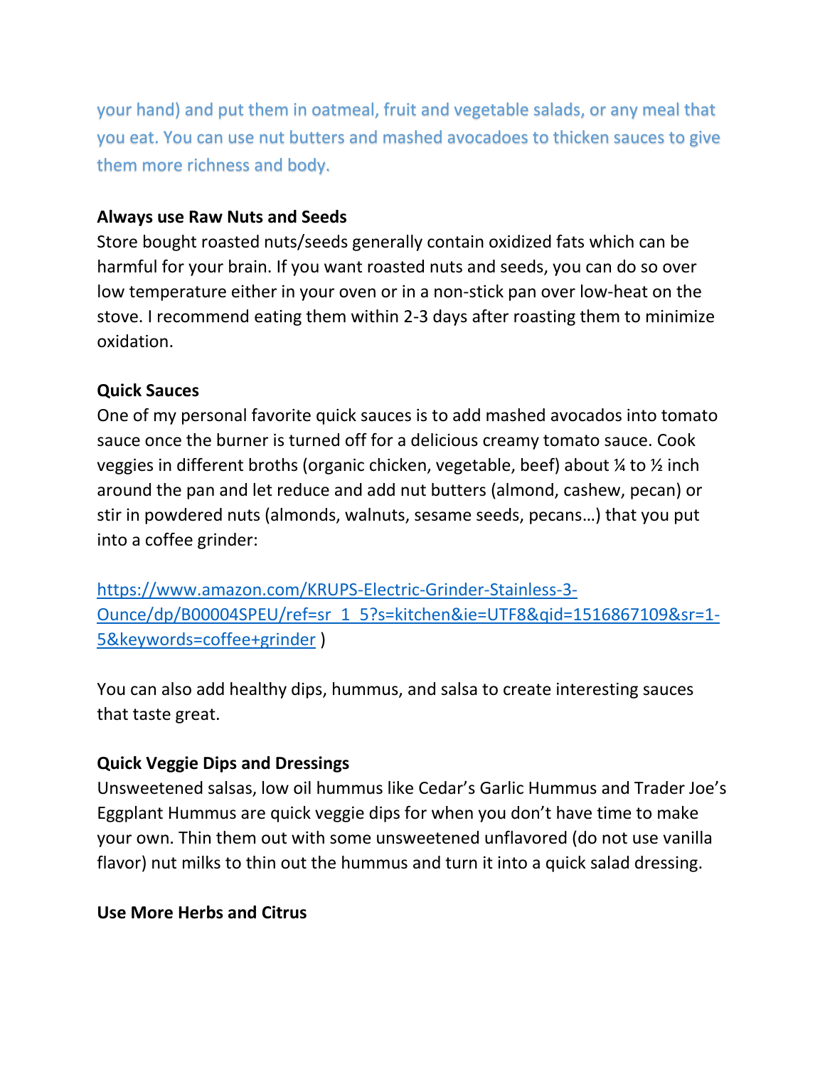your hand) and put them in oatmeal, fruit and vegetable salads, or any meal that you eat. You can use nut butters and mashed avocadoes to thicken sauces to give them more richness and body.

**Always use Raw Nuts and Seeds**

Store bought roasted nuts/seeds generally contain oxidized fats which can be harmful for your brain. If you want roasted nuts and seeds, you can do so over low temperature either in your oven or in a non-stick pan over low-heat on the stove. I recommend eating them within 2-3 days after roasting them to minimize oxidation.

**Quick Sauces**

One of my personal favorite quick sauces is to add mashed avocados into tomato sauce once the burner is turned off for a delicious creamy tomato sauce. Cook veggies in different broths (organic chicken, vegetable, beef) about ¼ to ½ inch around the pan and let reduce and add nut butters (almond, cashew, pecan) or stir in powdered nuts (almonds, walnuts, sesame seeds, pecans…) that you put into a coffee grinder:

[https://www.amazon.com/KRUPS-Electric-Grinder-Stainless-3-Ounce/dp/B00004SPEU/ref=sr_1_5?s=kitchen&ie=UTF8&qid=1516867109&sr=1-5&keywords=coffee+grinder](https://www.amazon.com/KRUPS-Electric-Grinder-Stainless-3-Ounce/dp/B00004SPEU/ref=sr_1_5?s=kitchen&ie=UTF8&qid=1516867109&sr=1-5&keywords=coffee+grinder) )

You can also add healthy dips, hummus, and salsa to create interesting sauces that taste great.

**Quick Veggie Dips and Dressings**

Unsweetened salsas, low oil hummus like Cedar's Garlic Hummus and Trader Joe's Eggplant Hummus are quick veggie dips for when you don't have time to make your own. Thin them out with some unsweetened unflavored (do not use vanilla flavor) nut milks to thin out the hummus and turn it into a quick salad dressing.

**Use More Herbs and Citrus**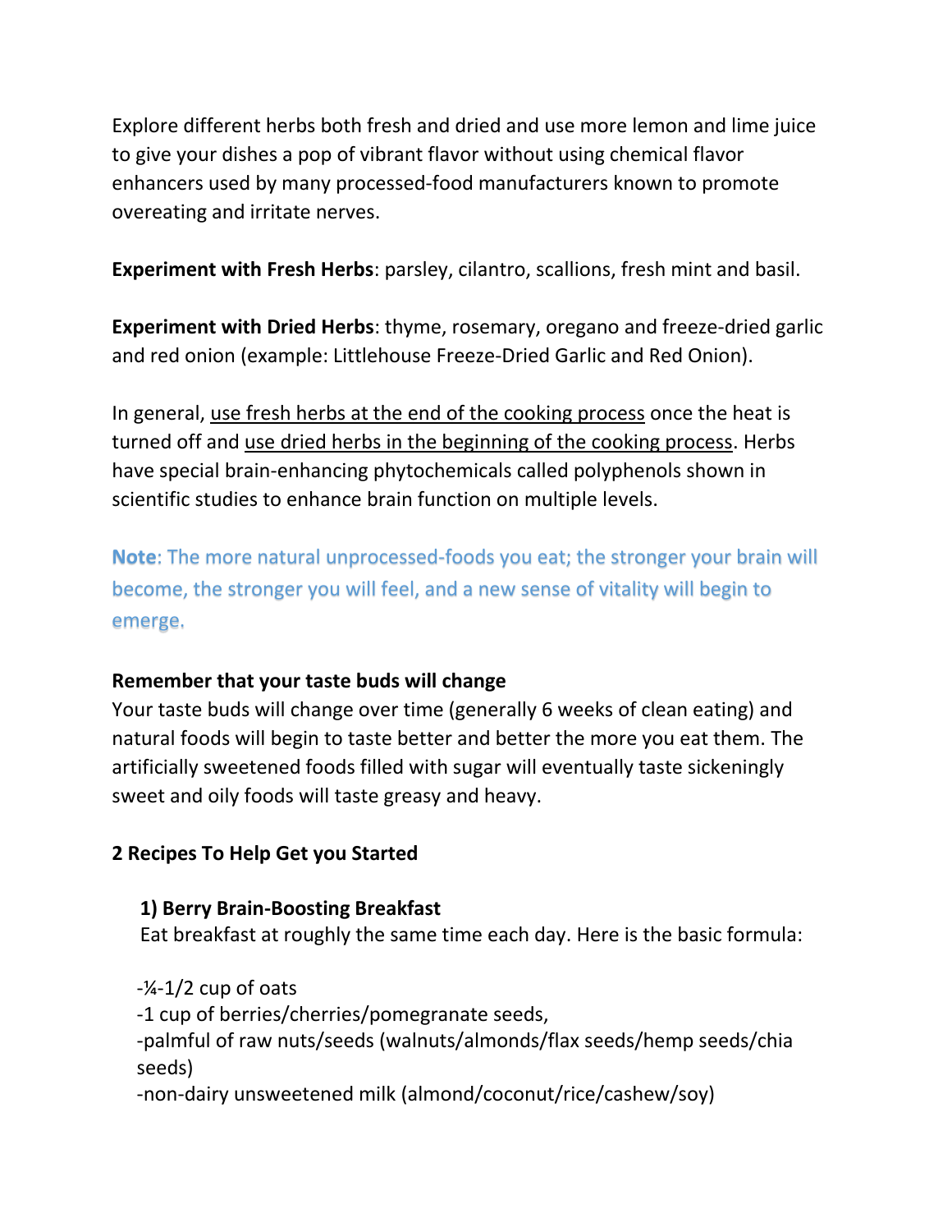Explore different herbs both fresh and dried and use more lemon and lime juice to give your dishes a pop of vibrant flavor without using chemical flavor enhancers used by many processed-food manufacturers known to promote overeating and irritate nerves.

**Experiment with Fresh Herbs**: parsley, cilantro, scallions, fresh mint and basil.

**Experiment with Dried Herbs**: thyme, rosemary, oregano and freeze-dried garlic and red onion (example: Littlehouse Freeze-Dried Garlic and Red Onion).

In general, <u>use fresh herbs at the end of the cooking process</u> once the heat is turned off and <u>use dried herbs in the beginning of the cooking process</u>. Herbs have special brain-enhancing phytochemicals called polyphenols shown in scientific studies to enhance brain function on multiple levels.

**Note**: The more natural unprocessed-foods you eat; the stronger your brain will become, the stronger you will feel, and a new sense of vitality will begin to emerge.

**Remember that your taste buds will change**

Your taste buds will change over time (generally 6 weeks of clean eating) and natural foods will begin to taste better and better the more you eat them. The artificially sweetened foods filled with sugar will eventually taste sickeningly sweet and oily foods will taste greasy and heavy.

**2 Recipes To Help Get you Started**

**1) Berry Brain-Boosting Breakfast**

Eat breakfast at roughly the same time each day. Here is the basic formula:

-¼-1/2 cup of oats
-1 cup of berries/cherries/pomegranate seeds,
-palmful of raw nuts/seeds (walnuts/almonds/flax seeds/hemp seeds/chia seeds)
-non-dairy unsweetened milk (almond/coconut/rice/cashew/soy)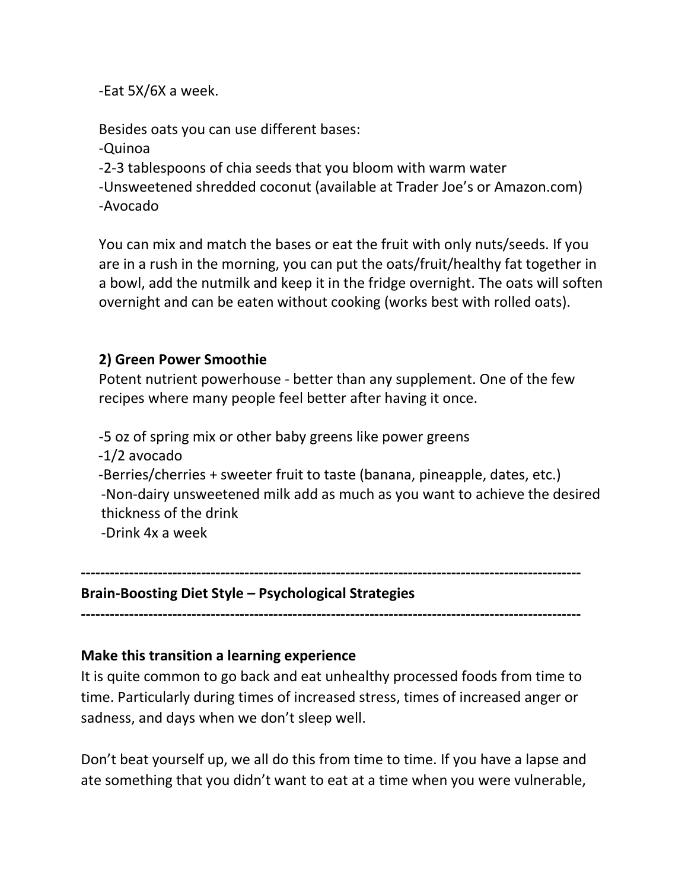-Eat 5X/6X a week.

Besides oats you can use different bases:
-Quinoa
-2-3 tablespoons of chia seeds that you bloom with warm water
-Unsweetened shredded coconut (available at Trader Joe's or Amazon.com)
-Avocado

You can mix and match the bases or eat the fruit with only nuts/seeds. If you are in a rush in the morning, you can put the oats/fruit/healthy fat together in a bowl, add the nutmilk and keep it in the fridge overnight. The oats will soften overnight and can be eaten without cooking (works best with rolled oats).

**2) Green Power Smoothie**
Potent nutrient powerhouse - better than any supplement. One of the few recipes where many people feel better after having it once.

-5 oz of spring mix or other baby greens like power greens
-1/2 avocado
-Berries/cherries + sweeter fruit to taste (banana, pineapple, dates, etc.)
-Non-dairy unsweetened milk add as much as you want to achieve the desired thickness of the drink
-Drink 4x a week

---

**Brain-Boosting Diet Style – Psychological Strategies**

---

**Make this transition a learning experience**
It is quite common to go back and eat unhealthy processed foods from time to time. Particularly during times of increased stress, times of increased anger or sadness, and days when we don't sleep well.

Don't beat yourself up, we all do this from time to time. If you have a lapse and ate something that you didn't want to eat at a time when you were vulnerable,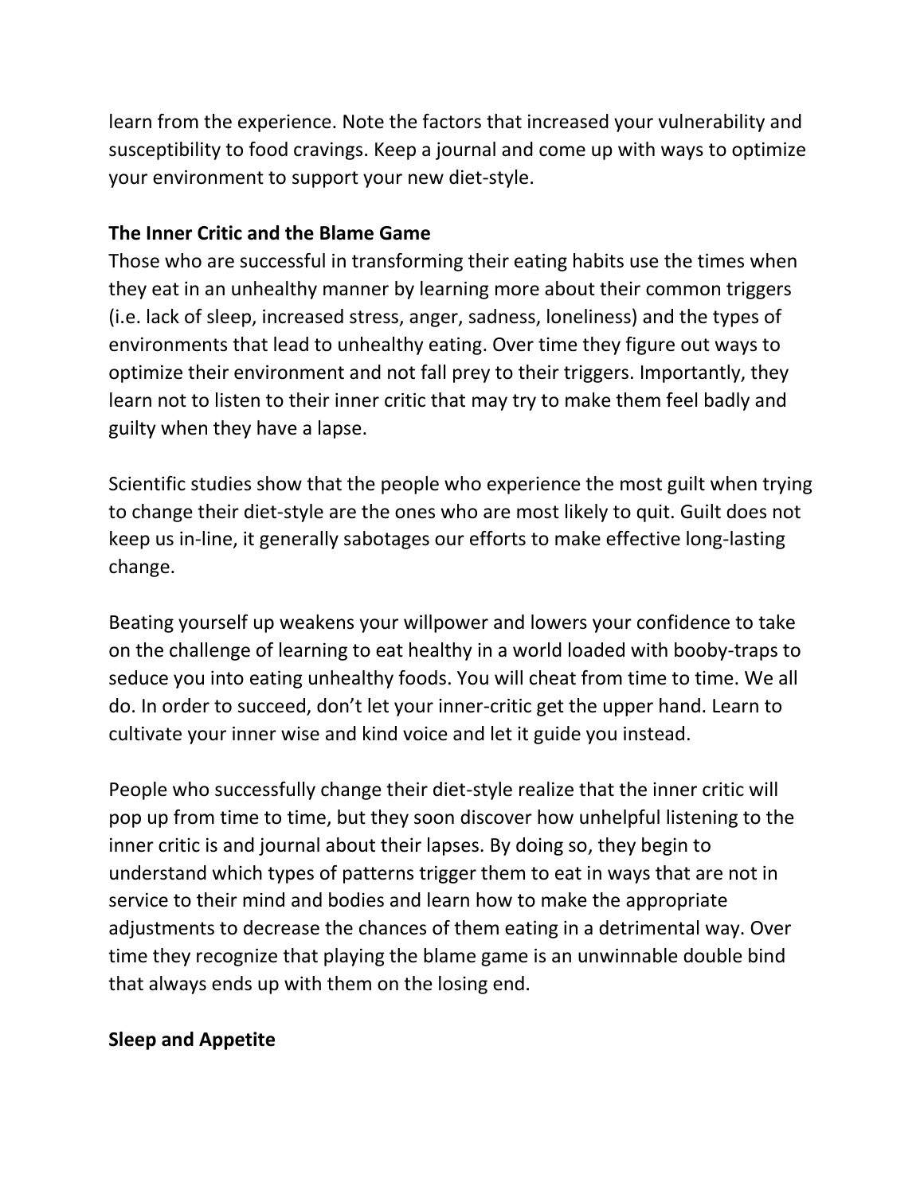learn from the experience. Note the factors that increased your vulnerability and susceptibility to food cravings. Keep a journal and come up with ways to optimize your environment to support your new diet-style.

**The Inner Critic and the Blame Game**

Those who are successful in transforming their eating habits use the times when they eat in an unhealthy manner by learning more about their common triggers (i.e. lack of sleep, increased stress, anger, sadness, loneliness) and the types of environments that lead to unhealthy eating. Over time they figure out ways to optimize their environment and not fall prey to their triggers. Importantly, they learn not to listen to their inner critic that may try to make them feel badly and guilty when they have a lapse.

Scientific studies show that the people who experience the most guilt when trying to change their diet-style are the ones who are most likely to quit. Guilt does not keep us in-line, it generally sabotages our efforts to make effective long-lasting change.

Beating yourself up weakens your willpower and lowers your confidence to take on the challenge of learning to eat healthy in a world loaded with booby-traps to seduce you into eating unhealthy foods. You will cheat from time to time. We all do. In order to succeed, don't let your inner-critic get the upper hand. Learn to cultivate your inner wise and kind voice and let it guide you instead.

People who successfully change their diet-style realize that the inner critic will pop up from time to time, but they soon discover how unhelpful listening to the inner critic is and journal about their lapses. By doing so, they begin to understand which types of patterns trigger them to eat in ways that are not in service to their mind and bodies and learn how to make the appropriate adjustments to decrease the chances of them eating in a detrimental way. Over time they recognize that playing the blame game is an unwinnable double bind that always ends up with them on the losing end.

**Sleep and Appetite**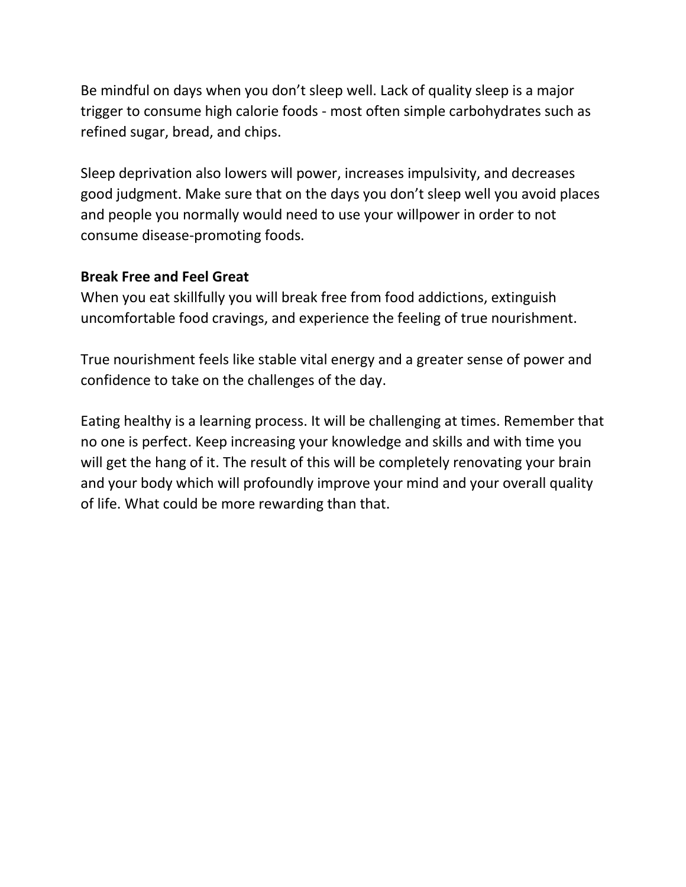Be mindful on days when you don't sleep well. Lack of quality sleep is a major trigger to consume high calorie foods - most often simple carbohydrates such as refined sugar, bread, and chips.

Sleep deprivation also lowers will power, increases impulsivity, and decreases good judgment. Make sure that on the days you don't sleep well you avoid places and people you normally would need to use your willpower in order to not consume disease-promoting foods.

**Break Free and Feel Great**

When you eat skillfully you will break free from food addictions, extinguish uncomfortable food cravings, and experience the feeling of true nourishment.

True nourishment feels like stable vital energy and a greater sense of power and confidence to take on the challenges of the day.

Eating healthy is a learning process. It will be challenging at times. Remember that no one is perfect. Keep increasing your knowledge and skills and with time you will get the hang of it. The result of this will be completely renovating your brain and your body which will profoundly improve your mind and your overall quality of life. What could be more rewarding than that.